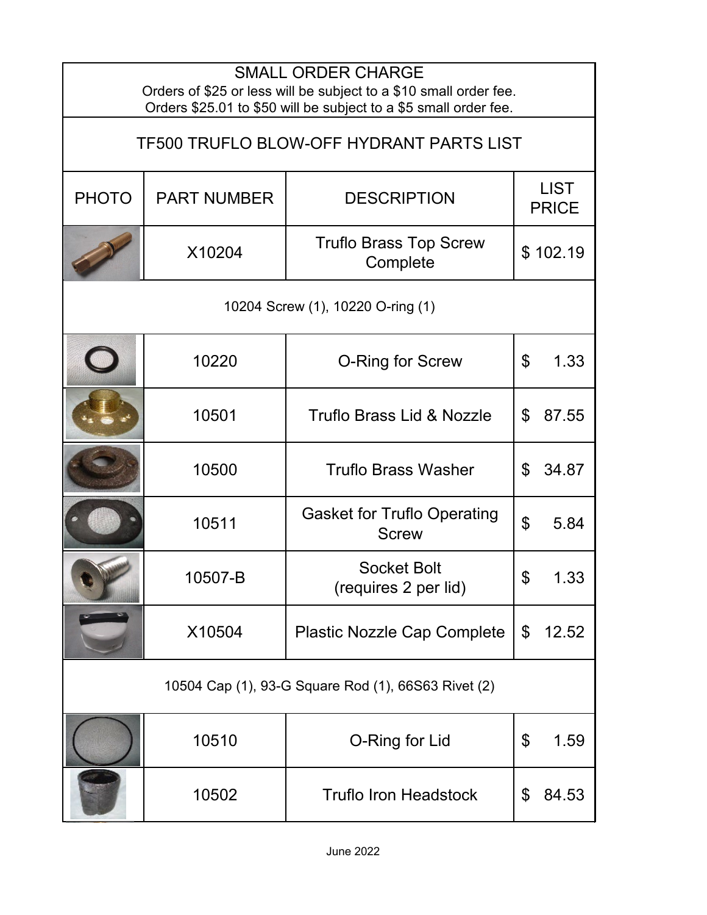## SMALL ORDER CHARGE

Orders of $25 or less will be subject to a $10 small order fee.
Orders $25.01 to $50 will be subject to a $5 small order fee.

## TF500 TRUFLO BLOW-OFF HYDRANT PARTS LIST

| PHOTO | PART NUMBER | DESCRIPTION | LIST PRICE |
|---|---|---|---|
| | X10204 | Truflo Brass Top Screw Complete | $ 102.19 |
| 10204 Screw (1), 10220 O-ring (1) | | | |
| | 10220 | O-Ring for Screw | $ 1.33 |
| | 10501 | Truflo Brass Lid & Nozzle | $ 87.55 |
| | 10500 | Truflo Brass Washer | $ 34.87 |
| | 10511 | Gasket for Truflo Operating Screw | $ 5.84 |
| | 10507-B | Socket Bolt (requires 2 per lid) | $ 1.33 |
| | X10504 | Plastic Nozzle Cap Complete | $ 12.52 |
| 10504 Cap (1), 93-G Square Rod (1), 66S63 Rivet (2) | | | |
| | 10510 | O-Ring for Lid | $ 1.59 |
| | 10502 | Truflo Iron Headstock | $ 84.53 |

June 2022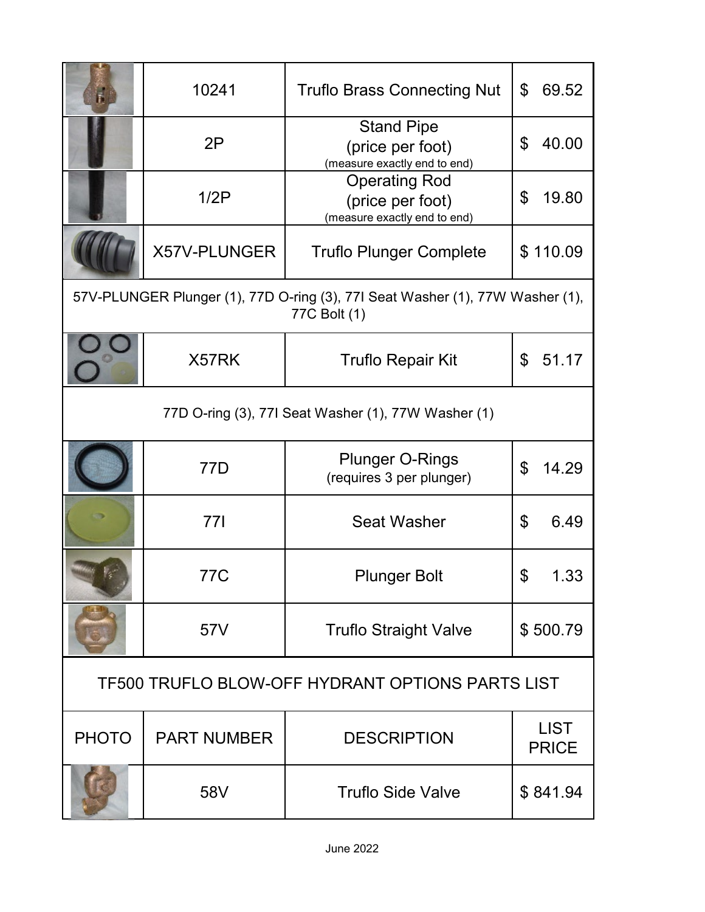| PHOTO | PART NUMBER | DESCRIPTION | LIST PRICE |
|---|---|---|---|
| | 10241 | Truflo Brass Connecting Nut | $ 69.52 |
| | 2P | Stand Pipe (price per foot) (measure exactly end to end) | $ 40.00 |
| | 1/2P | Operating Rod (price per foot) (measure exactly end to end) | $ 19.80 |
| | X57V-PLUNGER | Truflo Plunger Complete | $ 110.09 |
| 57V-PLUNGER Plunger (1), 77D O-ring (3), 77I Seat Washer (1), 77W Washer (1), 77C Bolt (1) | | | |
| | X57RK | Truflo Repair Kit | $ 51.17 |
| 77D O-ring (3), 77I Seat Washer (1), 77W Washer (1) | | | |
| | 77D | Plunger O-Rings (requires 3 per plunger) | $ 14.29 |
| | 77I | Seat Washer | $ 6.49 |
| | 77C | Plunger Bolt | $ 1.33 |
| | 57V | Truflo Straight Valve | $ 500.79 |

## TF500 TRUFLO BLOW-OFF HYDRANT OPTIONS PARTS LIST

| PHOTO | PART NUMBER | DESCRIPTION | LIST PRICE |
|---|---|---|---|
| | 58V | Truflo Side Valve | $ 841.94 |

June 2022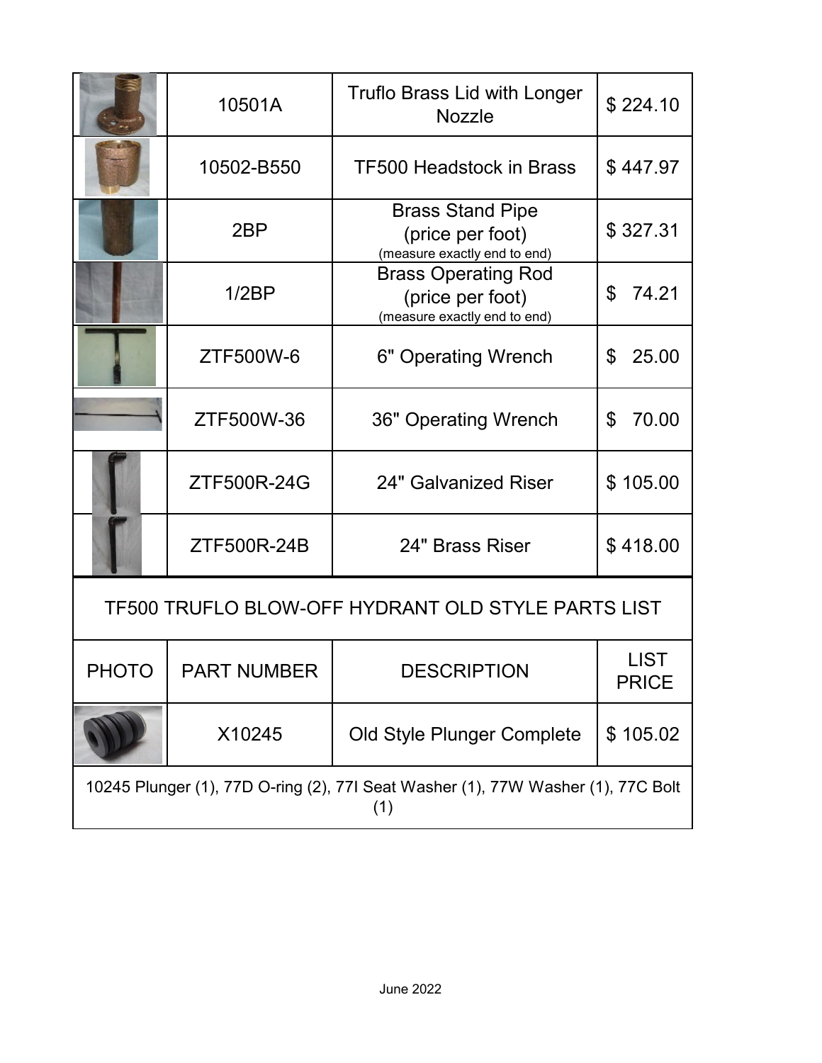| | | | |
|---|---|---|---|
| | 10501A | Truflo Brass Lid with Longer Nozzle | $ 224.10 |
| | 10502-B550 | TF500 Headstock in Brass | $ 447.97 |
| | 2BP | Brass Stand Pipe (price per foot) (measure exactly end to end) | $ 327.31 |
| | 1/2BP | Brass Operating Rod (price per foot) (measure exactly end to end) | $ 74.21 |
| | ZTF500W-6 | 6" Operating Wrench | $ 25.00 |
| | ZTF500W-36 | 36" Operating Wrench | $ 70.00 |
| | ZTF500R-24G | 24" Galvanized Riser | $ 105.00 |
| | ZTF500R-24B | 24" Brass Riser | $ 418.00 |

## TF500 TRUFLO BLOW-OFF HYDRANT OLD STYLE PARTS LIST

| PHOTO | PART NUMBER | DESCRIPTION | LIST PRICE |
|---|---|---|---|
| | X10245 | Old Style Plunger Complete | $ 105.02 |

10245 Plunger (1), 77D O-ring (2), 77I Seat Washer (1), 77W Washer (1), 77C Bolt (1)

June 2022